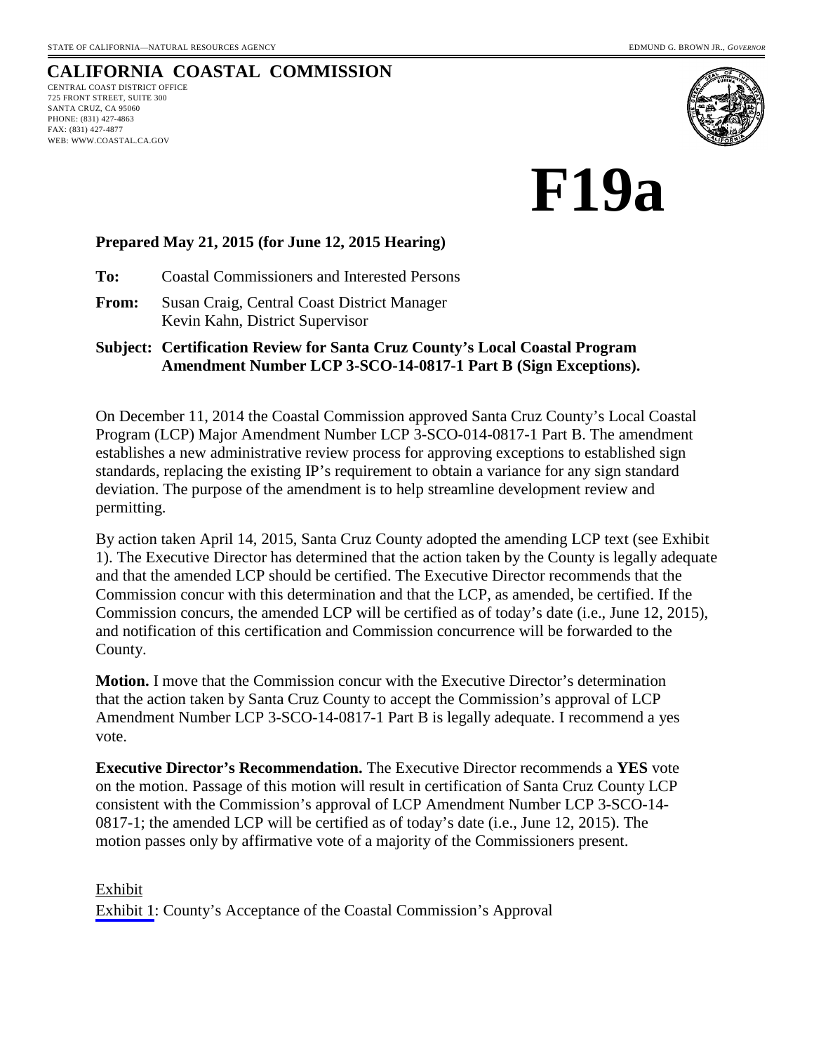STATE OF CALIFORNIA—NATURAL RESOURCES AGENCY EDMUND G. BROWN JR., *GOVERNOR*

# CALIFORNIA COASTAL COMMISSION

CENTRAL COAST DISTRICT OFFICE
725 FRONT STREET, SUITE 300
SANTA CRUZ, CA 95060
PHONE: (831) 427-4863
FAX: (831) 427-4877
WEB: WWW.COASTAL.CA.GOV

# F19a

**Prepared May 21, 2015 (for June 12, 2015 Hearing)**

**To:** Coastal Commissioners and Interested Persons

**From:** Susan Craig, Central Coast District Manager
Kevin Kahn, District Supervisor

**Subject: Certification Review for Santa Cruz County's Local Coastal Program Amendment Number LCP 3-SCO-14-0817-1 Part B (Sign Exceptions).**

On December 11, 2014 the Coastal Commission approved Santa Cruz County's Local Coastal Program (LCP) Major Amendment Number LCP 3-SCO-014-0817-1 Part B. The amendment establishes a new administrative review process for approving exceptions to established sign standards, replacing the existing IP's requirement to obtain a variance for any sign standard deviation. The purpose of the amendment is to help streamline development review and permitting.

By action taken April 14, 2015, Santa Cruz County adopted the amending LCP text (see Exhibit 1). The Executive Director has determined that the action taken by the County is legally adequate and that the amended LCP should be certified. The Executive Director recommends that the Commission concur with this determination and that the LCP, as amended, be certified. If the Commission concurs, the amended LCP will be certified as of today's date (i.e., June 12, 2015), and notification of this certification and Commission concurrence will be forwarded to the County.

**Motion.** I move that the Commission concur with the Executive Director's determination that the action taken by Santa Cruz County to accept the Commission's approval of LCP Amendment Number LCP 3-SCO-14-0817-1 Part B is legally adequate. I recommend a yes vote.

**Executive Director's Recommendation.** The Executive Director recommends a **YES** vote on the motion. Passage of this motion will result in certification of Santa Cruz County LCP consistent with the Commission's approval of LCP Amendment Number LCP 3-SCO-14-0817-1; the amended LCP will be certified as of today's date (i.e., June 12, 2015). The motion passes only by affirmative vote of a majority of the Commissioners present.

Exhibit

Exhibit 1: County's Acceptance of the Coastal Commission's Approval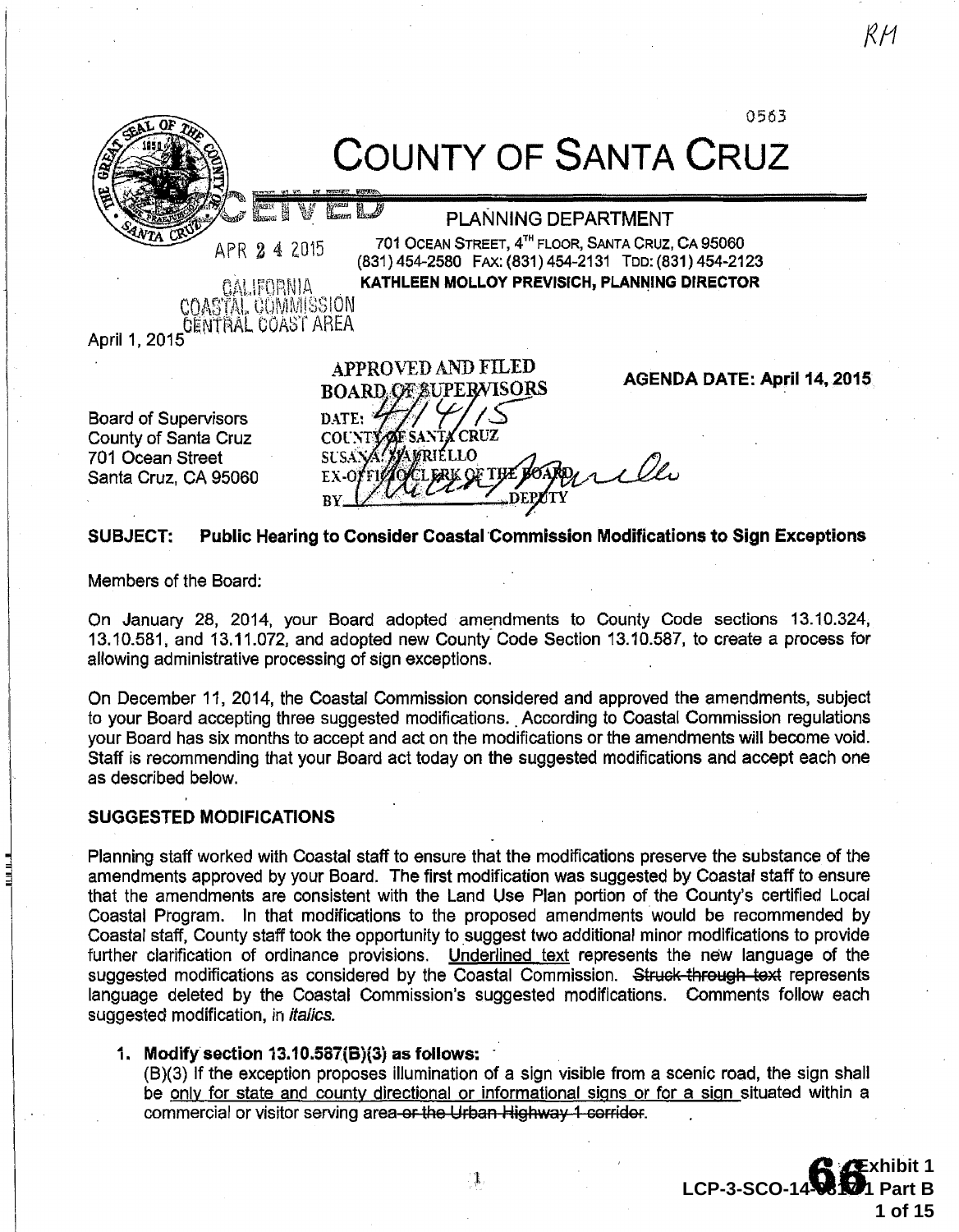RM

0563

# COUNTY OF SANTA CRUZ

PLANNING DEPARTMENT

701 OCEAN STREET, 4TH FLOOR, SANTA CRUZ, CA 95060
(831) 454-2580 FAX: (831) 454-2131 TDD: (831) 454-2123
**KATHLEEN MOLLOY PREVISICH, PLANNING DIRECTOR**

RECEIVED
APR 24 2015
CALIFORNIA COASTAL COMMISSION CENTRAL COAST AREA

April 1, 2015

APPROVED AND FILED
BOARD OF SUPERVISORS
DATE: 4/14/15
COUNTY OF SANTA CRUZ
SUSAN A. MAURIELLO
EX-OFFICIO CLERK OF THE BOARD
BY _______ DEPUTY

**AGENDA DATE: April 14, 2015**

Board of Supervisors
County of Santa Cruz
701 Ocean Street
Santa Cruz, CA 95060

**SUBJECT: Public Hearing to Consider Coastal Commission Modifications to Sign Exceptions**

Members of the Board:

On January 28, 2014, your Board adopted amendments to County Code sections 13.10.324, 13.10.581, and 13.11.072, and adopted new County Code Section 13.10.587, to create a process for allowing administrative processing of sign exceptions.

On December 11, 2014, the Coastal Commission considered and approved the amendments, subject to your Board accepting three suggested modifications. According to Coastal Commission regulations your Board has six months to accept and act on the modifications or the amendments will become void. Staff is recommending that your Board act today on the suggested modifications and accept each one as described below.

**SUGGESTED MODIFICATIONS**

Planning staff worked with Coastal staff to ensure that the modifications preserve the substance of the amendments approved by your Board. The first modification was suggested by Coastal staff to ensure that the amendments are consistent with the Land Use Plan portion of the County's certified Local Coastal Program. In that modifications to the proposed amendments would be recommended by Coastal staff, County staff took the opportunity to suggest two additional minor modifications to provide further clarification of ordinance provisions. <u>Underlined text</u> represents the new language of the suggested modifications as considered by the Coastal Commission. ~~Struck-through text~~ represents language deleted by the Coastal Commission's suggested modifications. Comments follow each suggested modification, in *italics*.

1. **Modify section 13.10.587(B)(3) as follows:**

   (B)(3) If the exception proposes illumination of a sign visible from a scenic road, the sign shall be <u>only for state and county directional or informational signs or for a sign</u> situated within a commercial or visitor serving area ~~or the Urban Highway 1 corridor~~.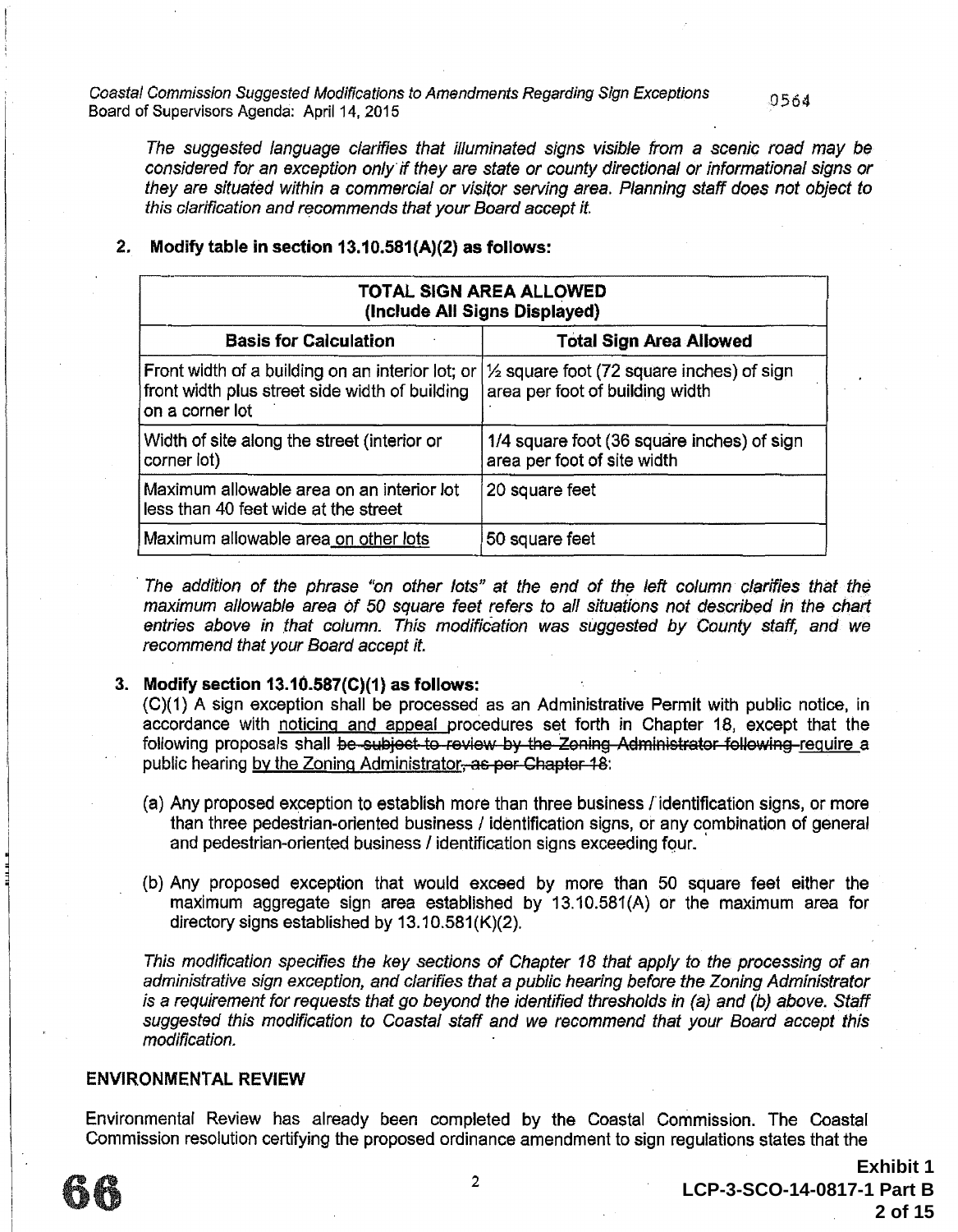*The suggested language clarifies that illuminated signs visible from a scenic road may be considered for an exception only if they are state or county directional or informational signs or they are situated within a commercial or visitor serving area. Planning staff does not object to this clarification and recommends that your Board accept it.*

**2. Modify table in section 13.10.581(A)(2) as follows:**

| TOTAL SIGN AREA ALLOWED (Include All Signs Displayed) | |
|---|---|
| **Basis for Calculation** | **Total Sign Area Allowed** |
| Front width of a building on an interior lot; or front width plus street side width of building on a corner lot | ½ square foot (72 square inches) of sign area per foot of building width |
| Width of site along the street (interior or corner lot) | 1/4 square foot (36 square inches) of sign area per foot of site width |
| Maximum allowable area on an interior lot less than 40 feet wide at the street | 20 square feet |
| Maximum allowable area <u>on other lots</u> | 50 square feet |

*The addition of the phrase "on other lots" at the end of the left column clarifies that the maximum allowable area of 50 square feet refers to all situations not described in the chart entries above in that column. This modification was suggested by County staff, and we recommend that your Board accept it.*

**3. Modify section 13.10.587(C)(1) as follows:**

(C)(1) A sign exception shall be processed as an Administrative Permit with public notice, in accordance with <u>noticing and appeal</u> procedures set forth in Chapter 18, except that the following proposals shall ~~be subject to review by the Zoning Administrator following~~ <u>require</u> a public hearing <u>by the Zoning Administrator</u>~~, as per Chapter 18~~:

(a) Any proposed exception to establish more than three business / identification signs, or more than three pedestrian-oriented business / identification signs, or any combination of general and pedestrian-oriented business / identification signs exceeding four.

(b) Any proposed exception that would exceed by more than 50 square feet either the maximum aggregate sign area established by 13.10.581(A) or the maximum area for directory signs established by 13.10.581(K)(2).

*This modification specifies the key sections of Chapter 18 that apply to the processing of an administrative sign exception, and clarifies that a public hearing before the Zoning Administrator is a requirement for requests that go beyond the identified thresholds in (a) and (b) above. Staff suggested this modification to Coastal staff and we recommend that your Board accept this modification.*

## ENVIRONMENTAL REVIEW

Environmental Review has already been completed by the Coastal Commission. The Coastal Commission resolution certifying the proposed ordinance amendment to sign regulations states that the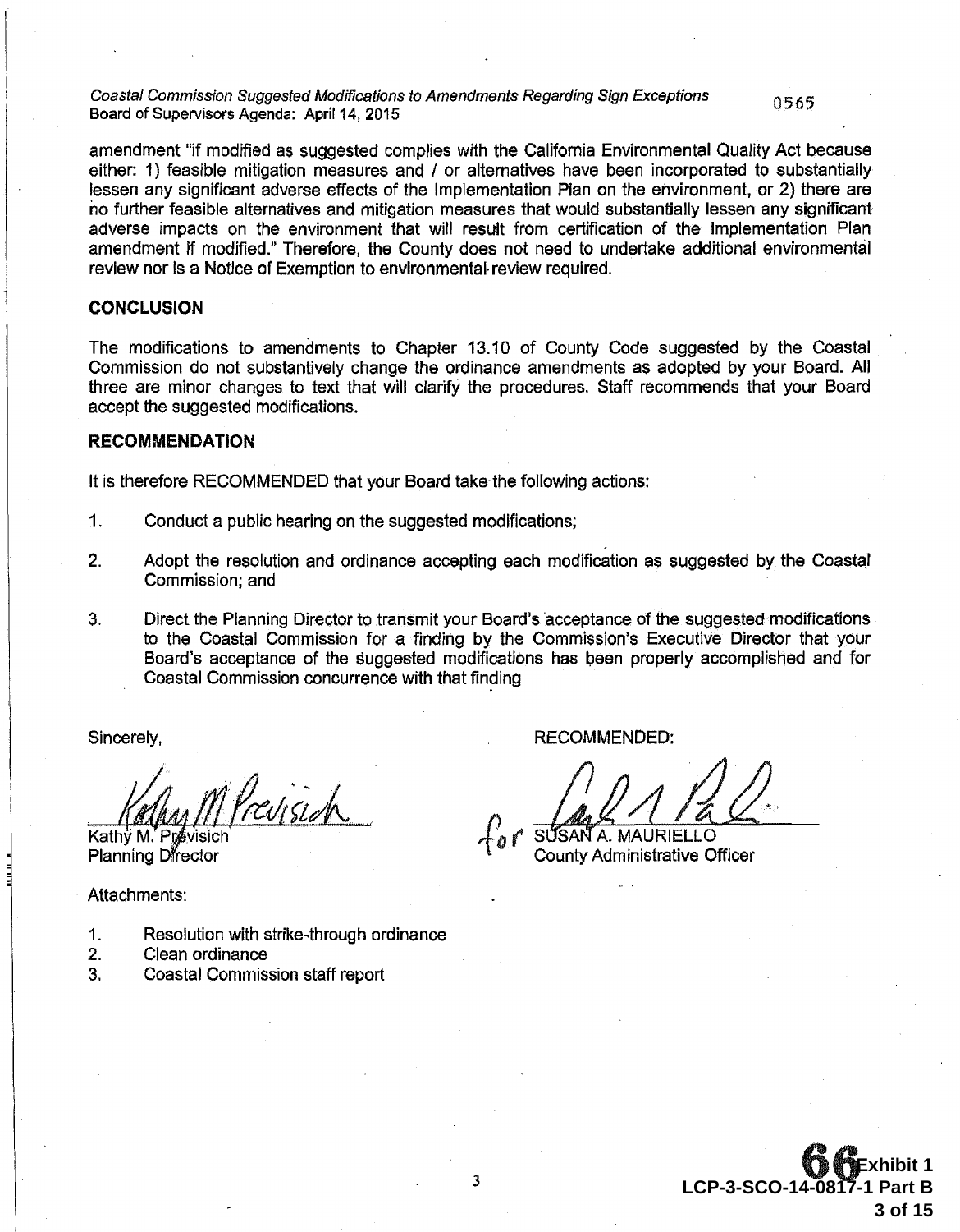amendment "if modified as suggested complies with the California Environmental Quality Act because either: 1) feasible mitigation measures and / or alternatives have been incorporated to substantially lessen any significant adverse effects of the Implementation Plan on the environment, or 2) there are no further feasible alternatives and mitigation measures that would substantially lessen any significant adverse impacts on the environment that will result from certification of the Implementation Plan amendment if modified." Therefore, the County does not need to undertake additional environmental review nor is a Notice of Exemption to environmental review required.

## CONCLUSION

The modifications to amendments to Chapter 13.10 of County Code suggested by the Coastal Commission do not substantively change the ordinance amendments as adopted by your Board. All three are minor changes to text that will clarify the procedures. Staff recommends that your Board accept the suggested modifications.

## RECOMMENDATION

It is therefore RECOMMENDED that your Board take the following actions:

1. Conduct a public hearing on the suggested modifications;
2. Adopt the resolution and ordinance accepting each modification as suggested by the Coastal Commission; and
3. Direct the Planning Director to transmit your Board's acceptance of the suggested modifications to the Coastal Commission for a finding by the Commission's Executive Director that your Board's acceptance of the suggested modifications has been properly accomplished and for Coastal Commission concurrence with that finding

Sincerely,

Kathy M. Previsich
Planning Director

RECOMMENDED:

for SUSAN A. MAURIELLO
County Administrative Officer

Attachments:

1. Resolution with strike-through ordinance
2. Clean ordinance
3. Coastal Commission staff report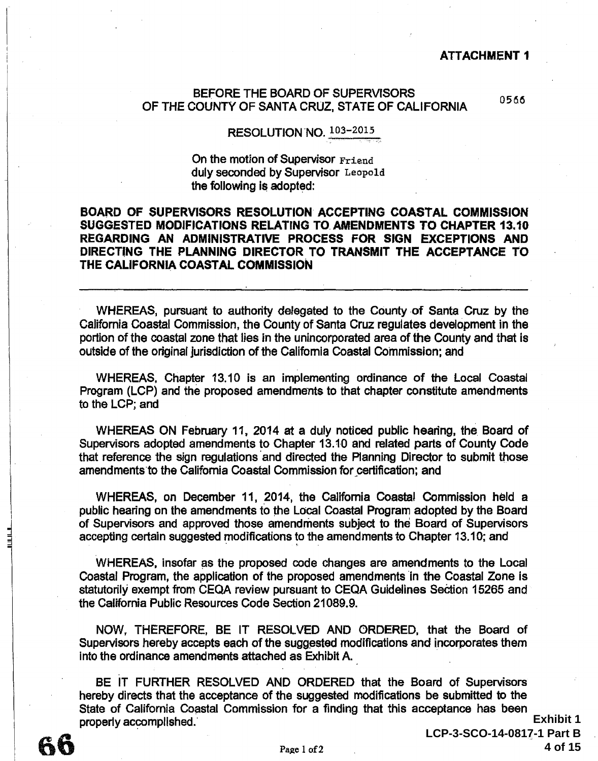**ATTACHMENT 1**

BEFORE THE BOARD OF SUPERVISORS
OF THE COUNTY OF SANTA CRUZ, STATE OF CALIFORNIA

0566

RESOLUTION NO. 103-2015

On the motion of Supervisor Friend
duly seconded by Supervisor Leopold
the following is adopted:

**BOARD OF SUPERVISORS RESOLUTION ACCEPTING COASTAL COMMISSION SUGGESTED MODIFICATIONS RELATING TO AMENDMENTS TO CHAPTER 13.10 REGARDING AN ADMINISTRATIVE PROCESS FOR SIGN EXCEPTIONS AND DIRECTING THE PLANNING DIRECTOR TO TRANSMIT THE ACCEPTANCE TO THE CALIFORNIA COASTAL COMMISSION**

---

WHEREAS, pursuant to authority delegated to the County of Santa Cruz by the California Coastal Commission, the County of Santa Cruz regulates development in the portion of the coastal zone that lies in the unincorporated area of the County and that is outside of the original jurisdiction of the California Coastal Commission; and

WHEREAS, Chapter 13.10 is an implementing ordinance of the Local Coastal Program (LCP) and the proposed amendments to that chapter constitute amendments to the LCP; and

WHEREAS ON February 11, 2014 at a duly noticed public hearing, the Board of Supervisors adopted amendments to Chapter 13.10 and related parts of County Code that reference the sign regulations and directed the Planning Director to submit those amendments to the California Coastal Commission for certification; and

WHEREAS, on December 11, 2014, the California Coastal Commission held a public hearing on the amendments to the Local Coastal Program adopted by the Board of Supervisors and approved those amendments subject to the Board of Supervisors accepting certain suggested modifications to the amendments to Chapter 13.10; and

WHEREAS, insofar as the proposed code changes are amendments to the Local Coastal Program, the application of the proposed amendments in the Coastal Zone is statutorily exempt from CEQA review pursuant to CEQA Guidelines Section 15265 and the California Public Resources Code Section 21089.9.

NOW, THEREFORE, BE IT RESOLVED AND ORDERED, that the Board of Supervisors hereby accepts each of the suggested modifications and incorporates them into the ordinance amendments attached as Exhibit A.

BE IT FURTHER RESOLVED AND ORDERED that the Board of Supervisors hereby directs that the acceptance of the suggested modifications be submitted to the State of California Coastal Commission for a finding that this acceptance has been properly accomplished.

**Exhibit 1**
**LCP-3-SCO-14-0817-1 Part B**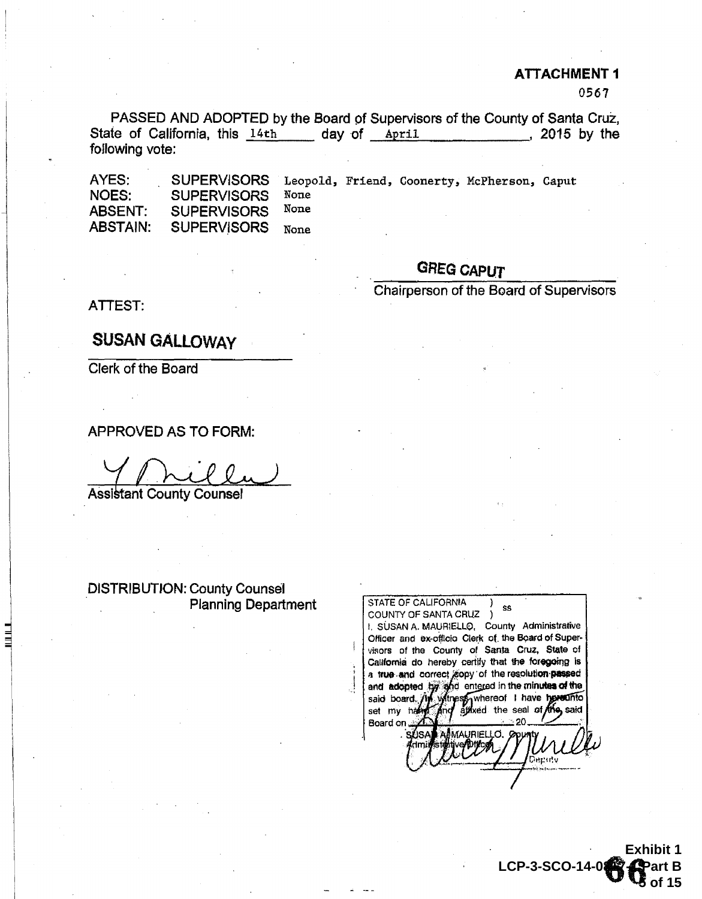**ATTACHMENT 1**

0567

PASSED AND ADOPTED by the Board of Supervisors of the County of Santa Cruz, State of California, this 14th day of April, 2015 by the following vote:

| | | |
|---|---|---|
| AYES: | SUPERVISORS | Leopold, Friend, Coonerty, McPherson, Caput |
| NOES: | SUPERVISORS | None |
| ABSENT: | SUPERVISORS | None |
| ABSTAIN: | SUPERVISORS | None |

GREG CAPUT
Chairperson of the Board of Supervisors

ATTEST:

SUSAN GALLOWAY
Clerk of the Board

APPROVED AS TO FORM:

Assistant County Counsel

DISTRIBUTION: County Counsel
Planning Department

STATE OF CALIFORNIA ) ss
COUNTY OF SANTA CRUZ )
I, SUSAN A. MAURIELLO, County Administrative Officer and ex-officio Clerk of the Board of Supervisors of the County of Santa Cruz, State of California do hereby certify that the foregoing is a true and correct copy of the resolution passed and adopted by and entered in the minutes of the said board. In witness whereof I have hereunto set my hand and affixed the seal of the said Board on _____ 20___
SUSAN A. MAURIELLO, County Administrative Officer
Deputy

Exhibit 1
LCP-3-SCO-14-0... Part B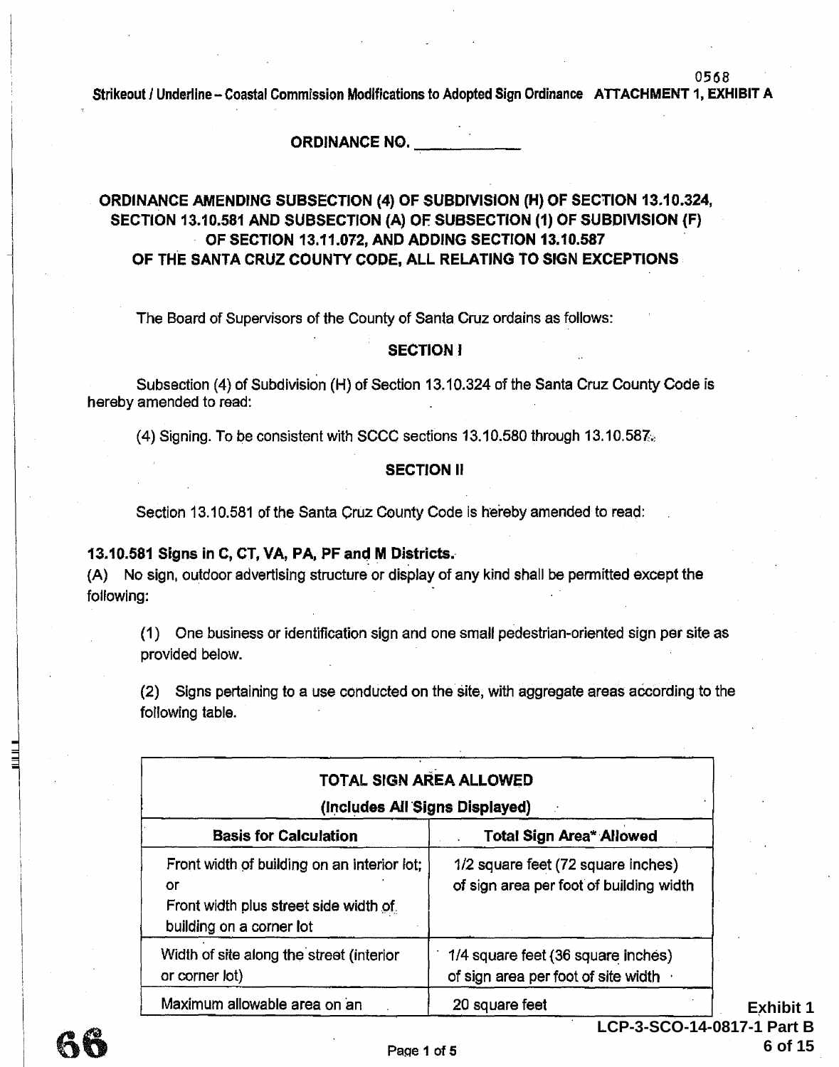Strikeout / Underline – Coastal Commission Modifications to Adopted Sign Ordinance ATTACHMENT 1, EXHIBIT A

**ORDINANCE NO. \_\_\_\_\_\_\_\_\_\_\_\_**

**ORDINANCE AMENDING SUBSECTION (4) OF SUBDIVISION (H) OF SECTION 13.10.324, SECTION 13.10.581 AND SUBSECTION (A) OF SUBSECTION (1) OF SUBDIVISION (F) OF SECTION 13.11.072, AND ADDING SECTION 13.10.587 OF THE SANTA CRUZ COUNTY CODE, ALL RELATING TO SIGN EXCEPTIONS**

The Board of Supervisors of the County of Santa Cruz ordains as follows:

**SECTION I**

Subsection (4) of Subdivision (H) of Section 13.10.324 of the Santa Cruz County Code is hereby amended to read:

(4) Signing. To be consistent with SCCC sections 13.10.580 through 13.10.587.

**SECTION II**

Section 13.10.581 of the Santa Cruz County Code is hereby amended to read:

**13.10.581 Signs in C, CT, VA, PA, PF and M Districts.**

(A) No sign, outdoor advertising structure or display of any kind shall be permitted except the following:

(1) One business or identification sign and one small pedestrian-oriented sign per site as provided below.

(2) Signs pertaining to a use conducted on the site, with aggregate areas according to the following table.

| **TOTAL SIGN AREA ALLOWED (Includes All Signs Displayed)** | |
|---|---|
| **Basis for Calculation** | **Total Sign Area\* Allowed** |
| Front width of building on an interior lot; or Front width plus street side width of building on a corner lot | 1/2 square feet (72 square inches) of sign area per foot of building width |
| Width of site along the street (interior or corner lot) | 1/4 square feet (36 square inches) of sign area per foot of site width |
| Maximum allowable area on an | 20 square feet |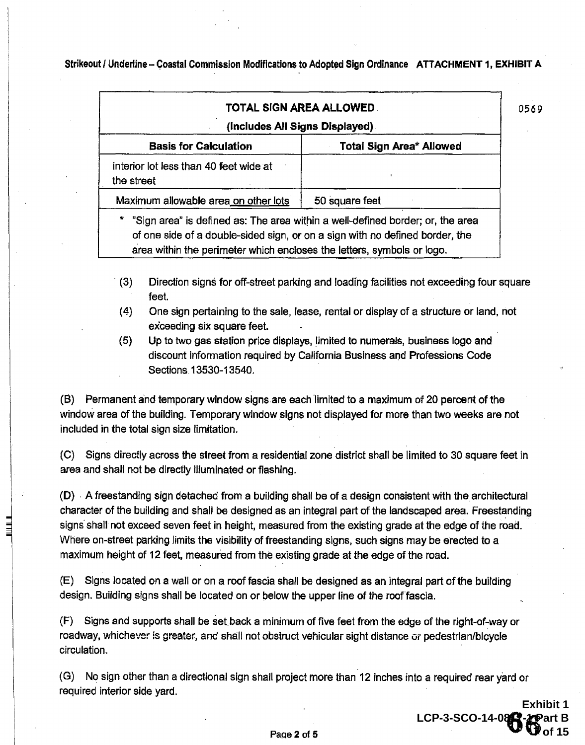Strikeout / Underline – Coastal Commission Modifications to Adopted Sign Ordinance **ATTACHMENT 1, EXHIBIT A**

0569

| **TOTAL SIGN AREA ALLOWED (Includes All Signs Displayed)** | |
|---|---|
| **Basis for Calculation** | **Total Sign Area\* Allowed** |
| interior lot less than 40 feet wide at the street | |
| Maximum allowable area on other lots | 50 square feet |

\* "Sign area" is defined as: The area within a well-defined border; or, the area of one side of a double-sided sign, or on a sign with no defined border, the area within the perimeter which encloses the letters, symbols or logo.

(3) Direction signs for off-street parking and loading facilities not exceeding four square feet.

(4) One sign pertaining to the sale, lease, rental or display of a structure or land, not exceeding six square feet.

(5) Up to two gas station price displays, limited to numerals, business logo and discount information required by California Business and Professions Code Sections 13530-13540.

(B) Permanent and temporary window signs are each limited to a maximum of 20 percent of the window area of the building. Temporary window signs not displayed for more than two weeks are not included in the total sign size limitation.

(C) Signs directly across the street from a residential zone district shall be limited to 30 square feet in area and shall not be directly illuminated or flashing.

(D) A freestanding sign detached from a building shall be of a design consistent with the architectural character of the building and shall be designed as an integral part of the landscaped area. Freestanding signs shall not exceed seven feet in height, measured from the existing grade at the edge of the road. Where on-street parking limits the visibility of freestanding signs, such signs may be erected to a maximum height of 12 feet, measured from the existing grade at the edge of the road.

(E) Signs located on a wall or on a roof fascia shall be designed as an integral part of the building design. Building signs shall be located on or below the upper line of the roof fascia.

(F) Signs and supports shall be set back a minimum of five feet from the edge of the right-of-way or roadway, whichever is greater, and shall not obstruct vehicular sight distance or pedestrian/bicycle circulation.

(G) No sign other than a directional sign shall project more than 12 inches into a required rear yard or required interior side yard.

Exhibit 1
LCP-3-SCO-14-08-1 Part B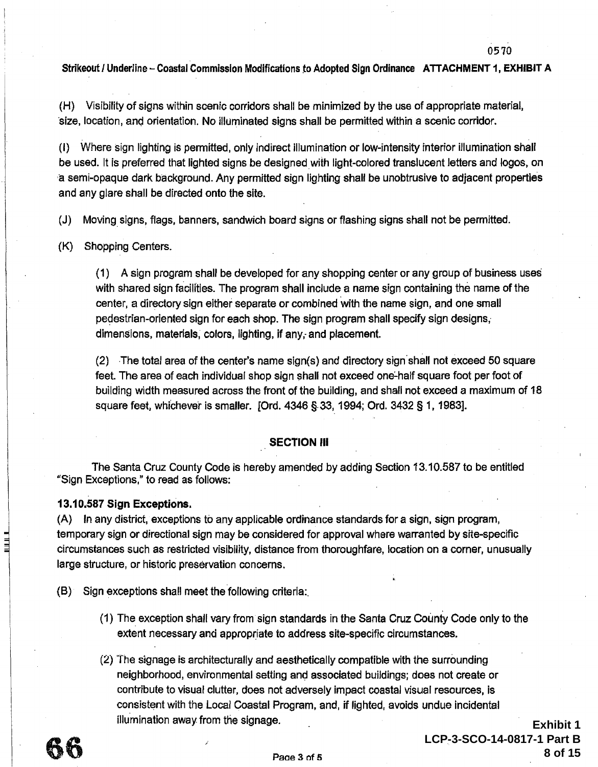(H) Visibility of signs within scenic corridors shall be minimized by the use of appropriate material, size, location, and orientation. No illuminated signs shall be permitted within a scenic corridor.

(I) Where sign lighting is permitted, only indirect illumination or low-intensity interior illumination shall be used. It is preferred that lighted signs be designed with light-colored translucent letters and logos, on a semi-opaque dark background. Any permitted sign lighting shall be unobtrusive to adjacent properties and any glare shall be directed onto the site.

(J) Moving signs, flags, banners, sandwich board signs or flashing signs shall not be permitted.

(K) Shopping Centers.

(1) A sign program shall be developed for any shopping center or any group of business uses with shared sign facilities. The program shall include a name sign containing the name of the center, a directory sign either separate or combined with the name sign, and one small pedestrian-oriented sign for each shop. The sign program shall specify sign designs, dimensions, materials, colors, lighting, if any, and placement.

(2) The total area of the center's name sign(s) and directory sign shall not exceed 50 square feet. The area of each individual shop sign shall not exceed one-half square foot per foot of building width measured across the front of the building, and shall not exceed a maximum of 18 square feet, whichever is smaller. [Ord. 4346 § 33, 1994; Ord. 3432 § 1, 1983].

**SECTION III**

The Santa Cruz County Code is hereby amended by adding Section 13.10.587 to be entitled "Sign Exceptions," to read as follows:

**13.10.587 Sign Exceptions.**

(A) In any district, exceptions to any applicable ordinance standards for a sign, sign program, temporary sign or directional sign may be considered for approval where warranted by site-specific circumstances such as restricted visibility, distance from thoroughfare, location on a corner, unusually large structure, or historic preservation concerns.

(B) Sign exceptions shall meet the following criteria:

(1) The exception shall vary from sign standards in the Santa Cruz County Code only to the extent necessary and appropriate to address site-specific circumstances.

(2) The signage is architecturally and aesthetically compatible with the surrounding neighborhood, environmental setting and associated buildings; does not create or contribute to visual clutter, does not adversely impact coastal visual resources, is consistent with the Local Coastal Program, and, if lighted, avoids undue incidental illumination away from the signage.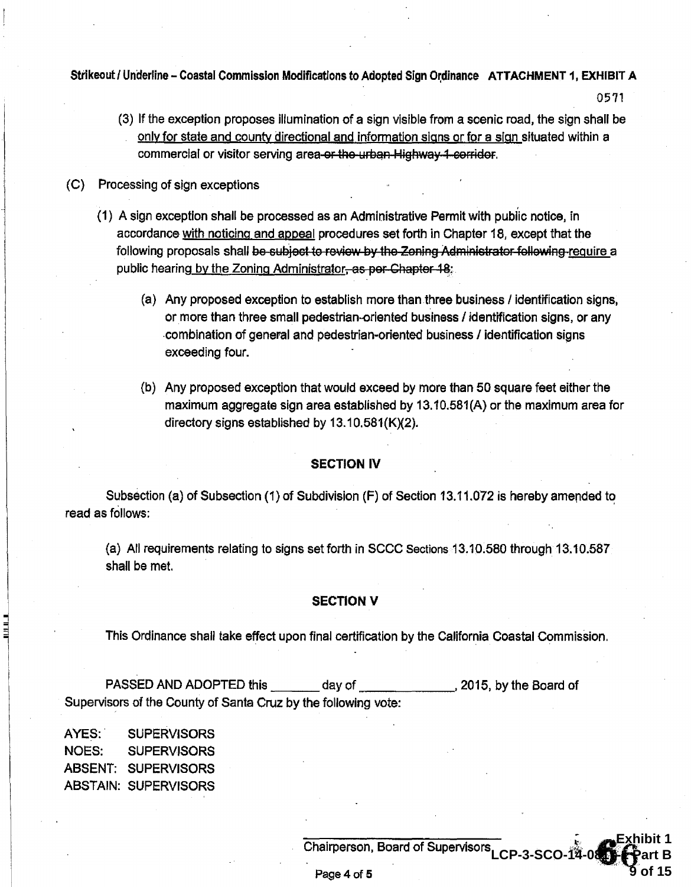(3) If the exception proposes illumination of a sign visible from a scenic road, the sign shall be only for state and county directional and information signs or for a sign situated within a commercial or visitor serving area ~~or the urban Highway 1 corridor~~.

(C) Processing of sign exceptions

(1) A sign exception shall be processed as an Administrative Permit with public notice, in accordance with noticing and appeal procedures set forth in Chapter 18, except that the following proposals shall ~~be subject to review by the Zoning Administrator following~~ require a public hearing by the Zoning Administrator~~, as per Chapter 18~~:

(a) Any proposed exception to establish more than three business / identification signs, or more than three small pedestrian-oriented business / identification signs, or any combination of general and pedestrian-oriented business / identification signs exceeding four.

(b) Any proposed exception that would exceed by more than 50 square feet either the maximum aggregate sign area established by 13.10.581(A) or the maximum area for directory signs established by 13.10.581(K)(2).

## SECTION IV

Subsection (a) of Subsection (1) of Subdivision (F) of Section 13.11.072 is hereby amended to read as follows:

(a) All requirements relating to signs set forth in SCCC Sections 13.10.580 through 13.10.587 shall be met.

## SECTION V

This Ordinance shall take effect upon final certification by the California Coastal Commission.

PASSED AND ADOPTED this _______ day of _____________, 2015, by the Board of Supervisors of the County of Santa Cruz by the following vote:

AYES: SUPERVISORS
NOES: SUPERVISORS
ABSENT: SUPERVISORS
ABSTAIN: SUPERVISORS

_____________________
Chairperson, Board of Supervisors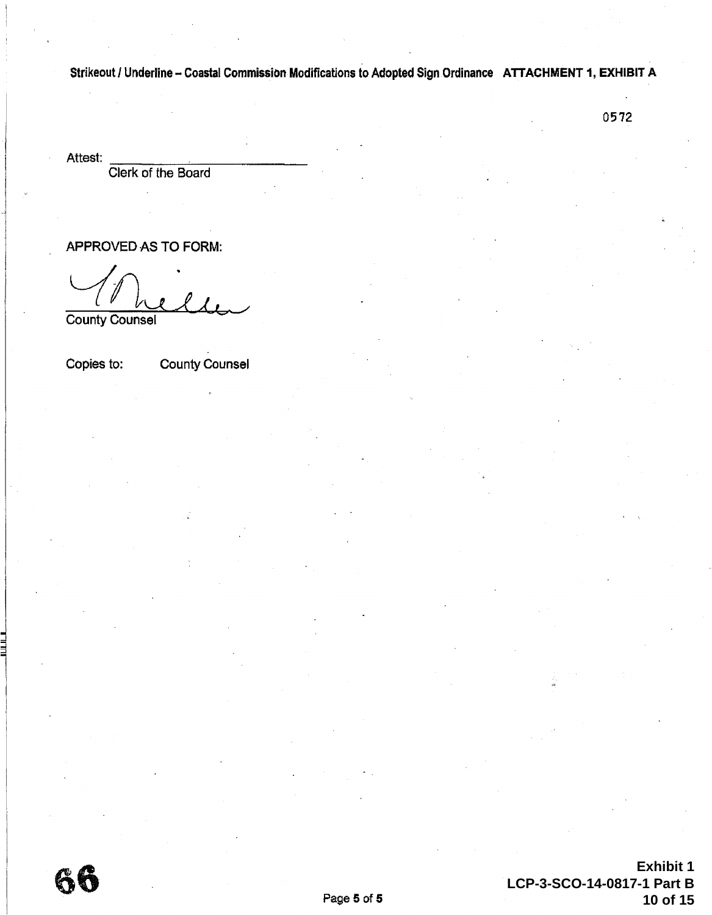Attest: ______________________
Clerk of the Board

APPROVED AS TO FORM:

County Counsel

Copies to: County Counsel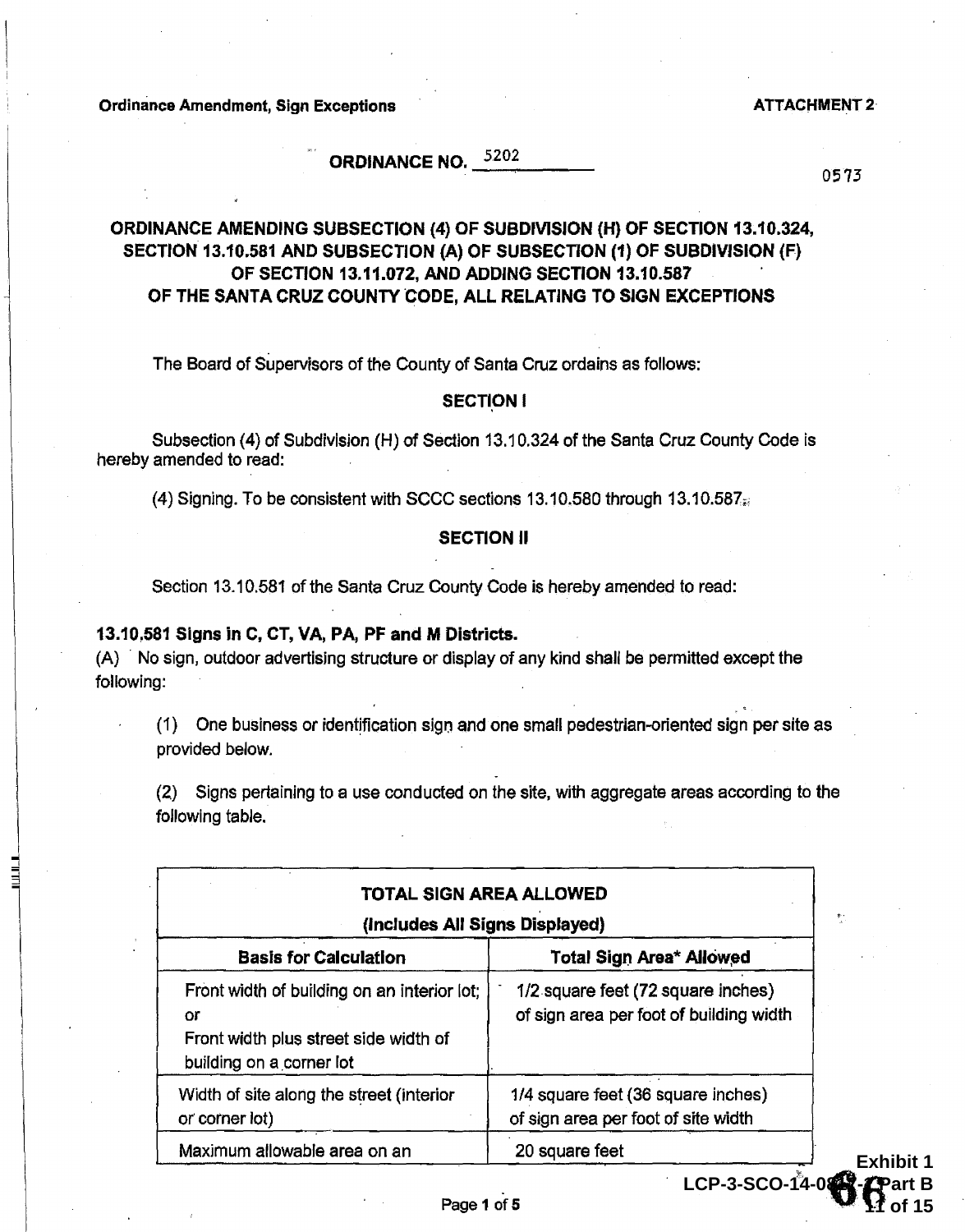Ordinance Amendment, Sign Exceptions

ATTACHMENT 2

**ORDINANCE NO. 5202**

0573

## ORDINANCE AMENDING SUBSECTION (4) OF SUBDIVISION (H) OF SECTION 13.10.324, SECTION 13.10.581 AND SUBSECTION (A) OF SUBSECTION (1) OF SUBDIVISION (F) OF SECTION 13.11.072, AND ADDING SECTION 13.10.587 OF THE SANTA CRUZ COUNTY CODE, ALL RELATING TO SIGN EXCEPTIONS

The Board of Supervisors of the County of Santa Cruz ordains as follows:

**SECTION I**

Subsection (4) of Subdivision (H) of Section 13.10.324 of the Santa Cruz County Code is hereby amended to read:

(4) Signing. To be consistent with SCCC sections 13.10.580 through 13.10.587.

**SECTION II**

Section 13.10.581 of the Santa Cruz County Code is hereby amended to read:

**13.10.581 Signs in C, CT, VA, PA, PF and M Districts.**

(A) No sign, outdoor advertising structure or display of any kind shall be permitted except the following:

(1) One business or identification sign and one small pedestrian-oriented sign per site as provided below.

(2) Signs pertaining to a use conducted on the site, with aggregate areas according to the following table.

| **TOTAL SIGN AREA ALLOWED (Includes All Signs Displayed)** | |
|---|---|
| **Basis for Calculation** | **Total Sign Area* Allowed** |
| Front width of building on an interior lot; or Front width plus street side width of building on a corner lot | 1/2 square feet (72 square inches) of sign area per foot of building width |
| Width of site along the street (interior or corner lot) | 1/4 square feet (36 square inches) of sign area per foot of site width |
| Maximum allowable area on an | 20 square feet |

Exhibit 1
LCP-3-SCO-14-0869-1 Part B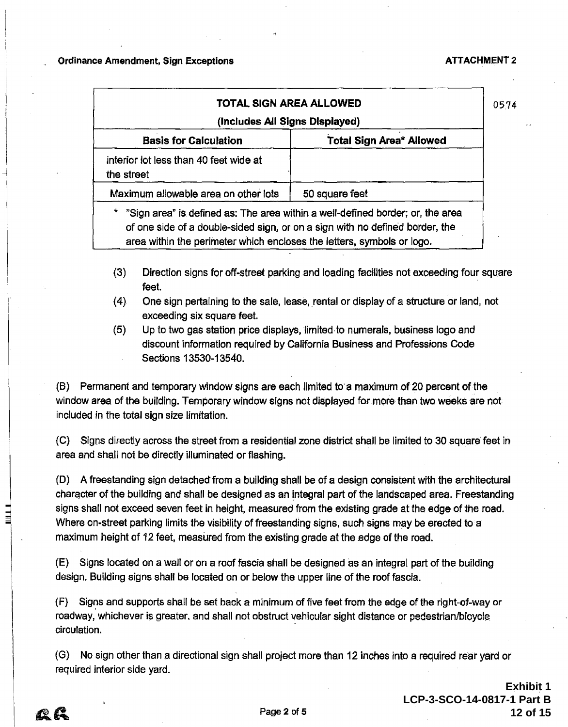| TOTAL SIGN AREA ALLOWED (Includes All Signs Displayed) | |
|---|---|
| **Basis for Calculation** | **Total Sign Area* Allowed** |
| interior lot less than 40 feet wide at the street | |
| Maximum allowable area on other lots | 50 square feet |
| * "Sign area" is defined as: The area within a well-defined border; or, the area of one side of a double-sided sign, or on a sign with no defined border, the area within the perimeter which encloses the letters, symbols or logo. | |

(3) Direction signs for off-street parking and loading facilities not exceeding four square feet.

(4) One sign pertaining to the sale, lease, rental or display of a structure or land, not exceeding six square feet.

(5) Up to two gas station price displays, limited to numerals, business logo and discount information required by California Business and Professions Code Sections 13530-13540.

(B) Permanent and temporary window signs are each limited to a maximum of 20 percent of the window area of the building. Temporary window signs not displayed for more than two weeks are not included in the total sign size limitation.

(C) Signs directly across the street from a residential zone district shall be limited to 30 square feet in area and shall not be directly illuminated or flashing.

(D) A freestanding sign detached from a building shall be of a design consistent with the architectural character of the building and shall be designed as an integral part of the landscaped area. Freestanding signs shall not exceed seven feet in height, measured from the existing grade at the edge of the road. Where on-street parking limits the visibility of freestanding signs, such signs may be erected to a maximum height of 12 feet, measured from the existing grade at the edge of the road.

(E) Signs located on a wall or on a roof fascia shall be designed as an integral part of the building design. Building signs shall be located on or below the upper line of the roof fascia.

(F) Signs and supports shall be set back a minimum of five feet from the edge of the right-of-way or roadway, whichever is greater, and shall not obstruct vehicular sight distance or pedestrian/bicycle circulation.

(G) No sign other than a directional sign shall project more than 12 inches into a required rear yard or required interior side yard.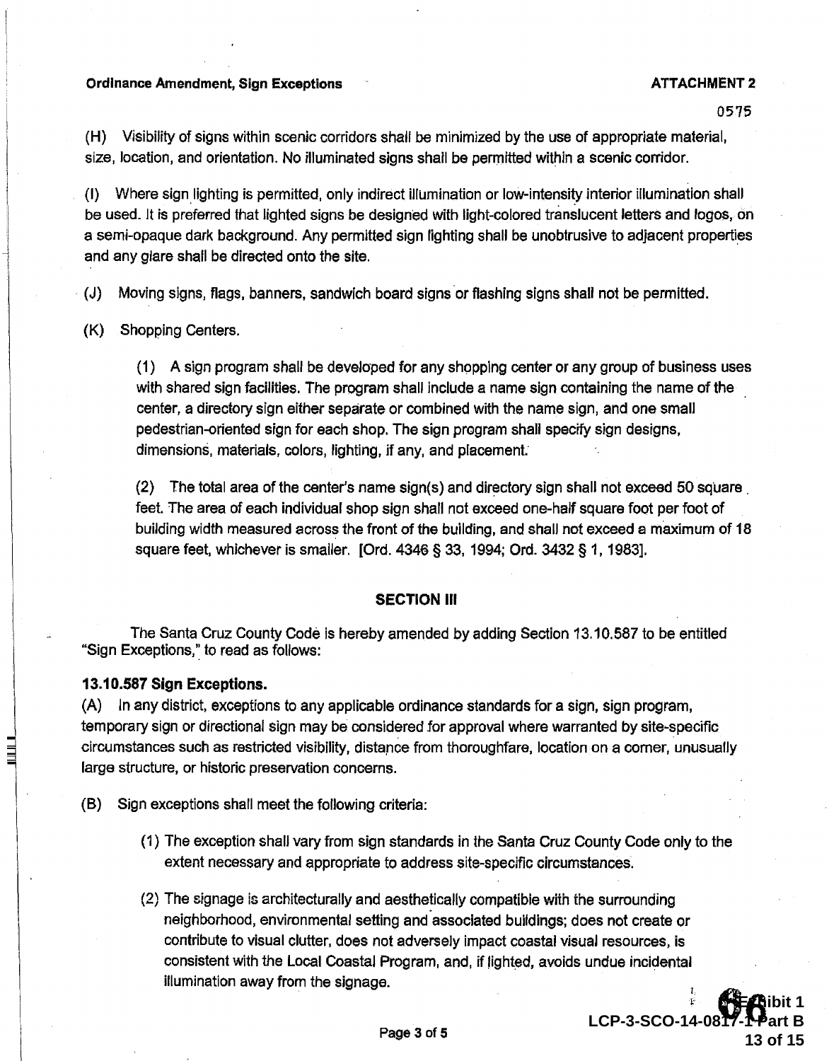(H) Visibility of signs within scenic corridors shall be minimized by the use of appropriate material, size, location, and orientation. No illuminated signs shall be permitted within a scenic corridor.

(I) Where sign lighting is permitted, only indirect illumination or low-intensity interior illumination shall be used. It is preferred that lighted signs be designed with light-colored translucent letters and logos, on a semi-opaque dark background. Any permitted sign lighting shall be unobtrusive to adjacent properties and any glare shall be directed onto the site.

(J) Moving signs, flags, banners, sandwich board signs or flashing signs shall not be permitted.

(K) Shopping Centers.

> (1) A sign program shall be developed for any shopping center or any group of business uses with shared sign facilities. The program shall include a name sign containing the name of the center, a directory sign either separate or combined with the name sign, and one small pedestrian-oriented sign for each shop. The sign program shall specify sign designs, dimensions, materials, colors, lighting, if any, and placement.
>
> (2) The total area of the center's name sign(s) and directory sign shall not exceed 50 square feet. The area of each individual shop sign shall not exceed one-half square foot per foot of building width measured across the front of the building, and shall not exceed a maximum of 18 square feet, whichever is smaller. [Ord. 4346 § 33, 1994; Ord. 3432 § 1, 1983].

## SECTION III

The Santa Cruz County Code is hereby amended by adding Section 13.10.587 to be entitled "Sign Exceptions," to read as follows:

### 13.10.587 Sign Exceptions.

(A) In any district, exceptions to any applicable ordinance standards for a sign, sign program, temporary sign or directional sign may be considered for approval where warranted by site-specific circumstances such as restricted visibility, distance from thoroughfare, location on a corner, unusually large structure, or historic preservation concerns.

(B) Sign exceptions shall meet the following criteria:

> (1) The exception shall vary from sign standards in the Santa Cruz County Code only to the extent necessary and appropriate to address site-specific circumstances.
>
> (2) The signage is architecturally and aesthetically compatible with the surrounding neighborhood, environmental setting and associated buildings; does not create or contribute to visual clutter, does not adversely impact coastal visual resources, is consistent with the Local Coastal Program, and, if lighted, avoids undue incidental illumination away from the signage.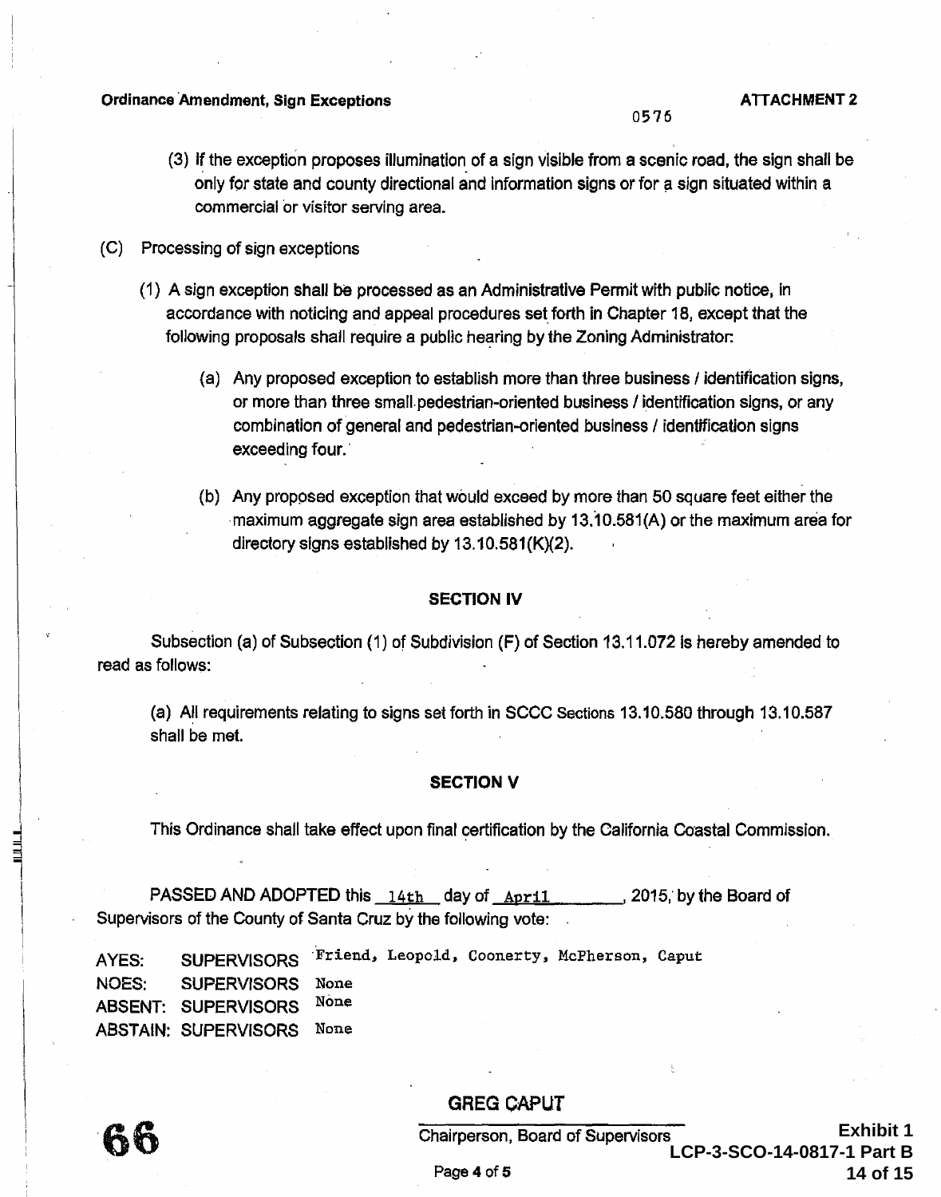(3) If the exception proposes illumination of a sign visible from a scenic road, the sign shall be only for state and county directional and information signs or for a sign situated within a commercial or visitor serving area.

(C) Processing of sign exceptions

(1) A sign exception shall be processed as an Administrative Permit with public notice, in accordance with noticing and appeal procedures set forth in Chapter 18, except that the following proposals shall require a public hearing by the Zoning Administrator:

(a) Any proposed exception to establish more than three business / identification signs, or more than three small pedestrian-oriented business / identification signs, or any combination of general and pedestrian-oriented business / identification signs exceeding four.

(b) Any proposed exception that would exceed by more than 50 square feet either the maximum aggregate sign area established by 13.10.581(A) or the maximum area for directory signs established by 13.10.581(K)(2).

**SECTION IV**

Subsection (a) of Subsection (1) of Subdivision (F) of Section 13.11.072 is hereby amended to read as follows:

(a) All requirements relating to signs set forth in SCCC Sections 13.10.580 through 13.10.587 shall be met.

**SECTION V**

This Ordinance shall take effect upon final certification by the California Coastal Commission.

PASSED AND ADOPTED this 14th day of April, 2015, by the Board of Supervisors of the County of Santa Cruz by the following vote:

AYES: SUPERVISORS Friend, Leopold, Coonerty, McPherson, Caput
NOES: SUPERVISORS None
ABSENT: SUPERVISORS None
ABSTAIN: SUPERVISORS None

GREG CAPUT
Chairperson, Board of Supervisors

Exhibit 1
LCP-3-SCO-14-0817-1 Part B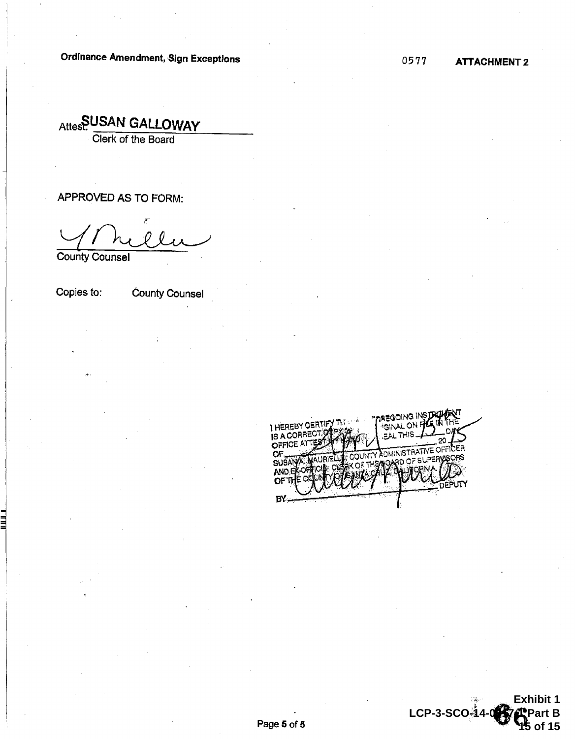Attest: SUSAN GALLOWAY
Clerk of the Board

APPROVED AS TO FORM:

County Counsel

Copies to: County Counsel

I HEREBY CERTIFY THAT THE FOREGOING INSTRUMENT IS A CORRECT COPY OF THE ORIGINAL ON FILE IN THE OFFICE ATTEST MY HAND AND SEAL THIS 15 DAY OF April 20 15
SUSAN A. MAURIELLO, COUNTY ADMINISTRATIVE OFFICER AND EX-OFFICIO CLERK OF THE BOARD OF SUPERVISORS OF THE COUNTY OF SANTA CRUZ, CALIFORNIA.
BY __________ DEPUTY

Exhibit 1
LCP-3-SCO-14-0857-1 Part B